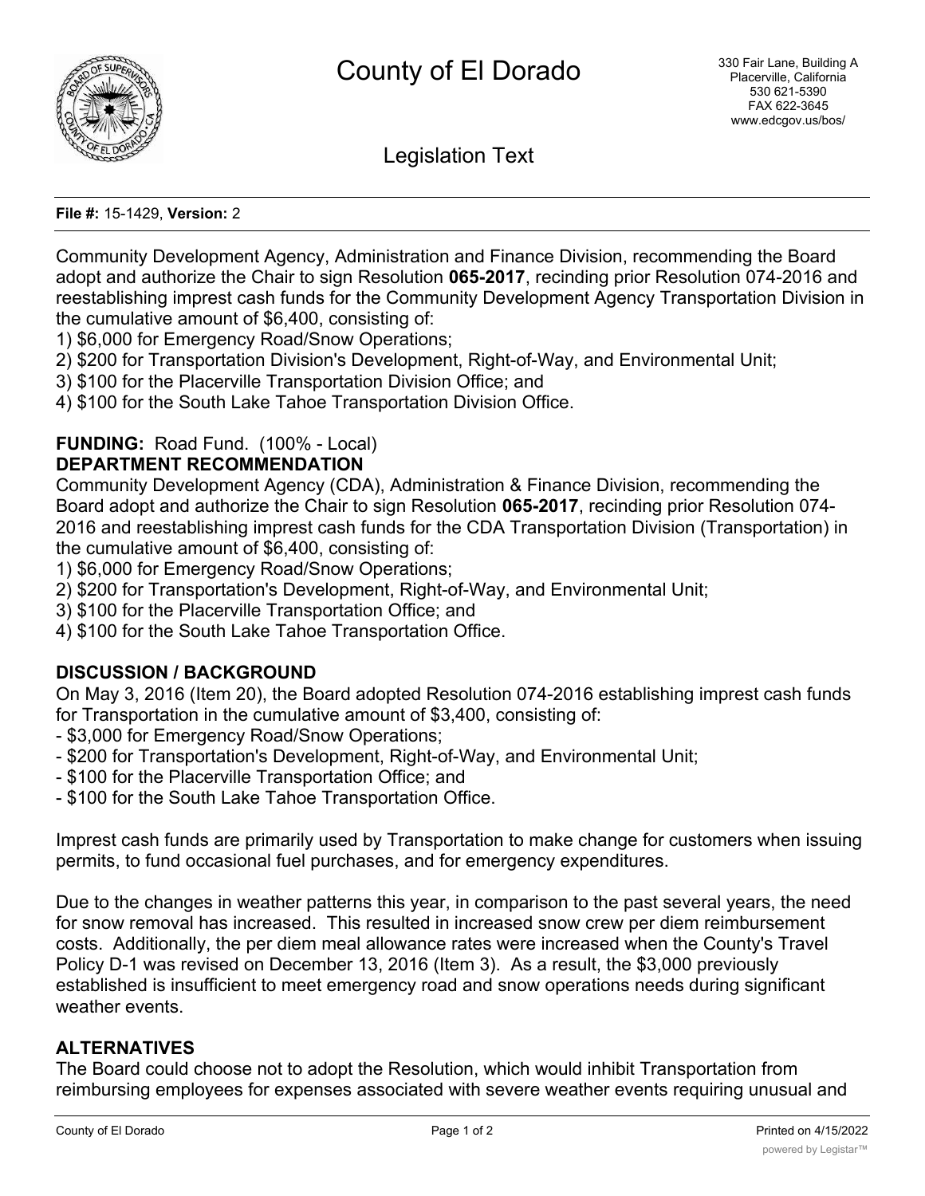# County of El Dorado

330 Fair Lane, Building A
Placerville, California
530 621-5390
FAX 622-3645
www.edcgov.us/bos/

## Legislation Text

**File #:** 15-1429, **Version:** 2

Community Development Agency, Administration and Finance Division, recommending the Board adopt and authorize the Chair to sign Resolution **065-2017**, recinding prior Resolution 074-2016 and reestablishing imprest cash funds for the Community Development Agency Transportation Division in the cumulative amount of $6,400, consisting of:
1) $6,000 for Emergency Road/Snow Operations;
2) $200 for Transportation Division's Development, Right-of-Way, and Environmental Unit;
3) $100 for the Placerville Transportation Division Office; and
4) $100 for the South Lake Tahoe Transportation Division Office.

**FUNDING:** Road Fund. (100% - Local)

**DEPARTMENT RECOMMENDATION**

Community Development Agency (CDA), Administration & Finance Division, recommending the Board adopt and authorize the Chair to sign Resolution **065-2017**, recinding prior Resolution 074-2016 and reestablishing imprest cash funds for the CDA Transportation Division (Transportation) in the cumulative amount of $6,400, consisting of:
1) $6,000 for Emergency Road/Snow Operations;
2) $200 for Transportation's Development, Right-of-Way, and Environmental Unit;
3) $100 for the Placerville Transportation Office; and
4) $100 for the South Lake Tahoe Transportation Office.

**DISCUSSION / BACKGROUND**

On May 3, 2016 (Item 20), the Board adopted Resolution 074-2016 establishing imprest cash funds for Transportation in the cumulative amount of $3,400, consisting of:
- $3,000 for Emergency Road/Snow Operations;
- $200 for Transportation's Development, Right-of-Way, and Environmental Unit;
- $100 for the Placerville Transportation Office; and
- $100 for the South Lake Tahoe Transportation Office.

Imprest cash funds are primarily used by Transportation to make change for customers when issuing permits, to fund occasional fuel purchases, and for emergency expenditures.

Due to the changes in weather patterns this year, in comparison to the past several years, the need for snow removal has increased. This resulted in increased snow crew per diem reimbursement costs. Additionally, the per diem meal allowance rates were increased when the County's Travel Policy D-1 was revised on December 13, 2016 (Item 3). As a result, the $3,000 previously established is insufficient to meet emergency road and snow operations needs during significant weather events.

**ALTERNATIVES**

The Board could choose not to adopt the Resolution, which would inhibit Transportation from reimbursing employees for expenses associated with severe weather events requiring unusual and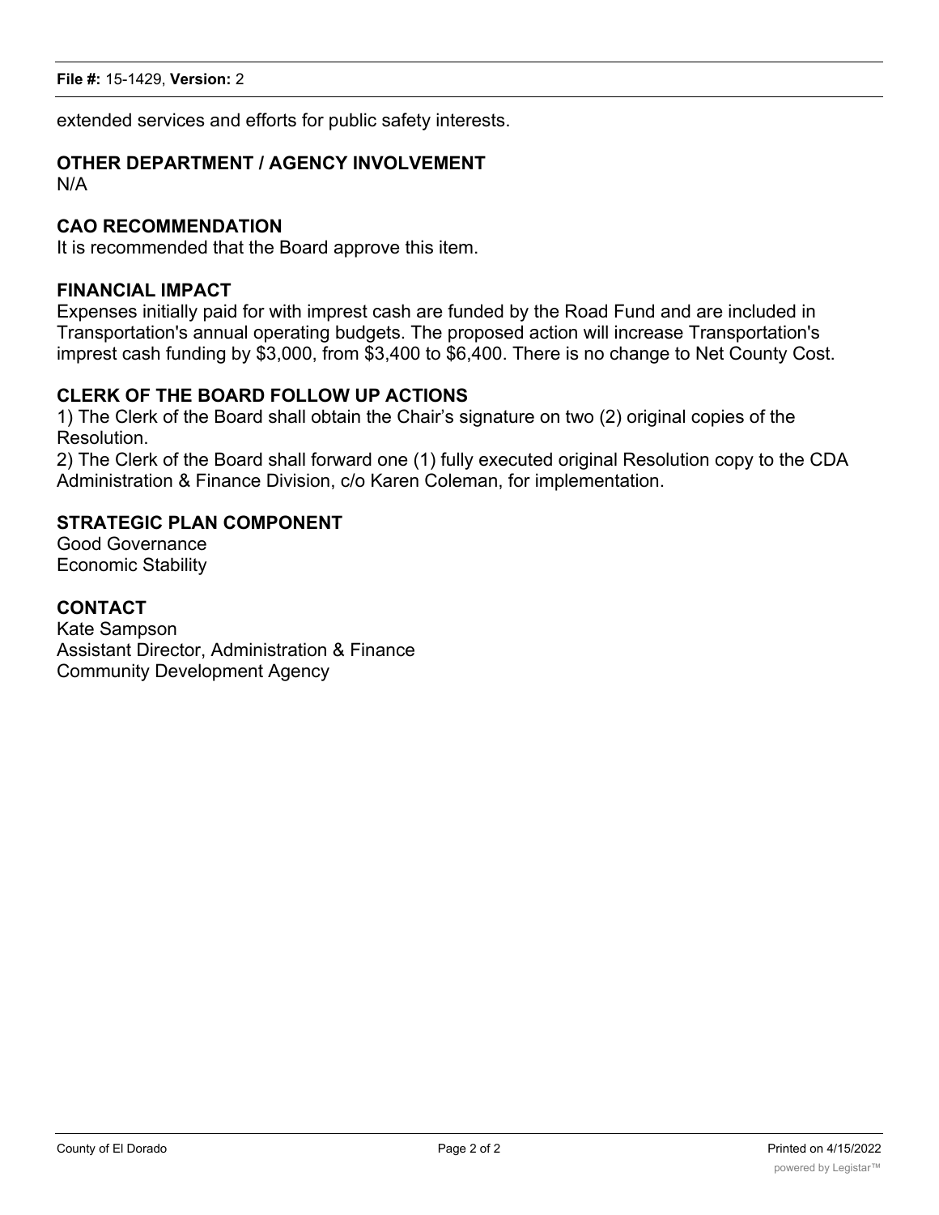extended services and efforts for public safety interests.

## OTHER DEPARTMENT / AGENCY INVOLVEMENT

N/A

## CAO RECOMMENDATION

It is recommended that the Board approve this item.

## FINANCIAL IMPACT

Expenses initially paid for with imprest cash are funded by the Road Fund and are included in Transportation's annual operating budgets. The proposed action will increase Transportation's imprest cash funding by $3,000, from $3,400 to $6,400. There is no change to Net County Cost.

## CLERK OF THE BOARD FOLLOW UP ACTIONS

1) The Clerk of the Board shall obtain the Chair's signature on two (2) original copies of the Resolution.

2) The Clerk of the Board shall forward one (1) fully executed original Resolution copy to the CDA Administration & Finance Division, c/o Karen Coleman, for implementation.

## STRATEGIC PLAN COMPONENT

Good Governance
Economic Stability

## CONTACT

Kate Sampson
Assistant Director, Administration & Finance
Community Development Agency